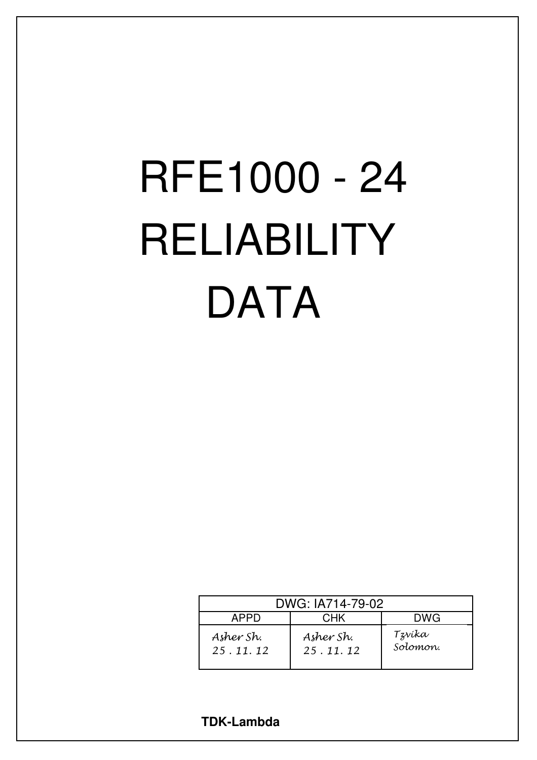# RFE1000 - 24
# RELIABILITY
# DATA

| DWG: IA714-79-02 | | |
|---|---|---|
| APPD | CHK | DWG |
| Asher Sh. 25 . 11. 12 | Asher Sh. 25 . 11. 12 | Tzvika Solomon. |

**TDK-Lambda**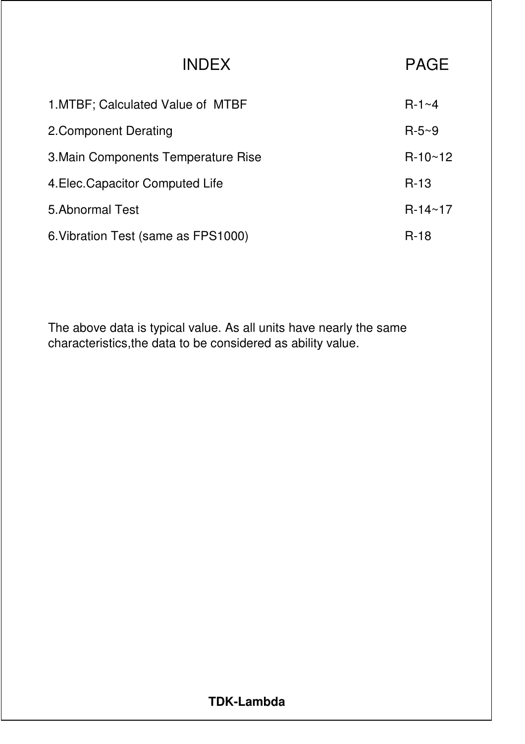| INDEX | PAGE |
| --- | --- |
| 1.MTBF; Calculated Value of MTBF | R-1~4 |
| 2.Component Derating | R-5~9 |
| 3.Main Components Temperature Rise | R-10~12 |
| 4.Elec.Capacitor Computed Life | R-13 |
| 5.Abnormal Test | R-14~17 |
| 6.Vibration Test (same as FPS1000) | R-18 |

The above data is typical value. As all units have nearly the same characteristics,the data to be considered as ability value.

**TDK-Lambda**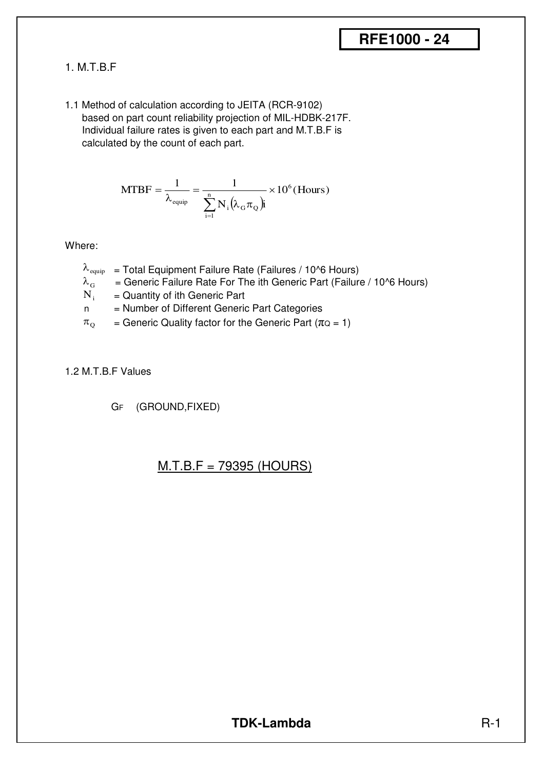# 1. M.T.B.F

1.1 Method of calculation according to JEITA (RCR-9102) based on part count reliability projection of MIL-HDBK-217F. Individual failure rates is given to each part and M.T.B.F is calculated by the count of each part.

$$\text{MTBF} = \frac{1}{\lambda_{equip}} = \frac{1}{\sum_{i=1}^{n} N_i (\lambda_G \pi_Q) i} \times 10^6 (\text{Hours})$$

Where:

- $\lambda_{equip}$ = Total Equipment Failure Rate (Failures / 10^6 Hours)
- $\lambda_G$ = Generic Failure Rate For The ith Generic Part (Failure / 10^6 Hours)
- $N_i$ = Quantity of ith Generic Part
- $n$ = Number of Different Generic Part Categories
- $\pi_Q$ = Generic Quality factor for the Generic Part ($\pi_Q = 1$)

1.2 M.T.B.F Values

$G_F$ (GROUND,FIXED)

M.T.B.F = 79395 (HOURS)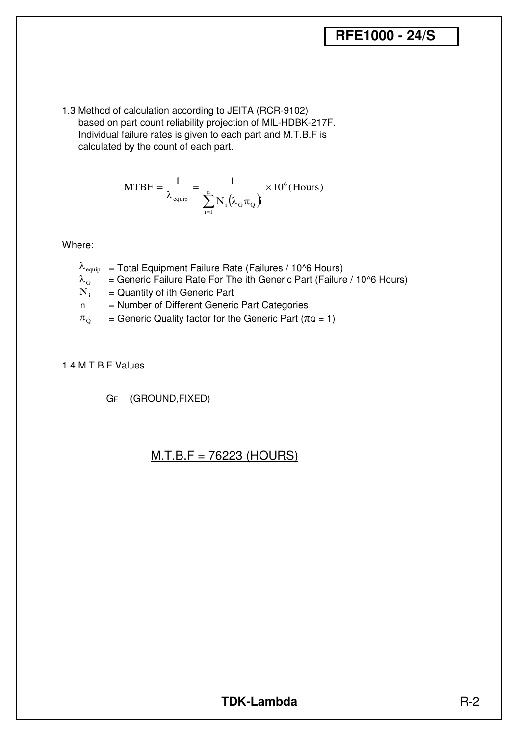1.3 Method of calculation according to JEITA (RCR-9102) based on part count reliability projection of MIL-HDBK-217F. Individual failure rates is given to each part and M.T.B.F is calculated by the count of each part.

$$\mathrm{MTBF} = \frac{1}{\lambda_{\mathrm{equip}}} = \frac{1}{\sum_{i=1}^{n} N_i \left(\lambda_G \pi_Q\right)i} \times 10^6 \,(\mathrm{Hours})$$

Where:

- $\lambda_{equip}$ = Total Equipment Failure Rate (Failures / 10^6 Hours)
- $\lambda_G$ = Generic Failure Rate For The ith Generic Part (Failure / 10^6 Hours)
- $N_i$ = Quantity of ith Generic Part
- n = Number of Different Generic Part Categories
- $\pi_Q$ = Generic Quality factor for the Generic Part ($\pi_Q = 1$)

1.4 M.T.B.F Values

$G_F$ (GROUND,FIXED)

M.T.B.F = 76223 (HOURS)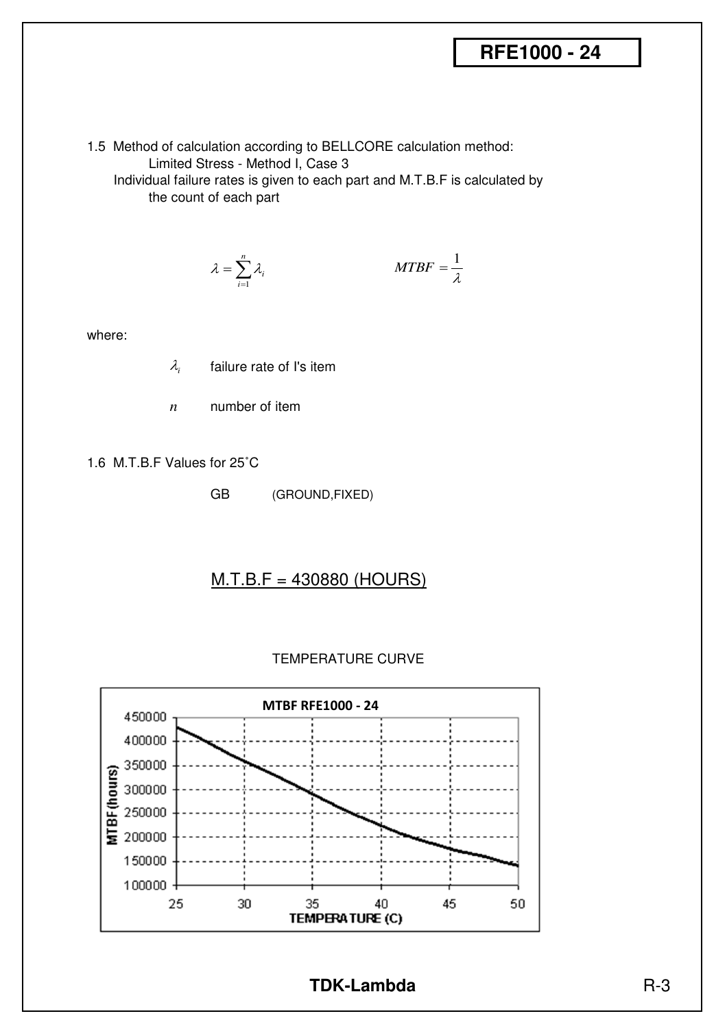1.5 Method of calculation according to BELLCORE calculation method:
Limited Stress - Method I, Case 3
Individual failure rates is given to each part and M.T.B.F is calculated by the count of each part

$$\lambda = \sum_{i=1}^{n} \lambda_i \qquad\qquad MTBF = \frac{1}{\lambda}$$

where:

$\lambda_i$ failure rate of I's item

$n$ number of item

1.6 M.T.B.F Values for 25˚C

GB (GROUND,FIXED)

M.T.B.F = 430880 (HOURS)

TEMPERATURE CURVE

MTBF RFE1000 - 24

MTBF (hours)

TEMPERATURE (C)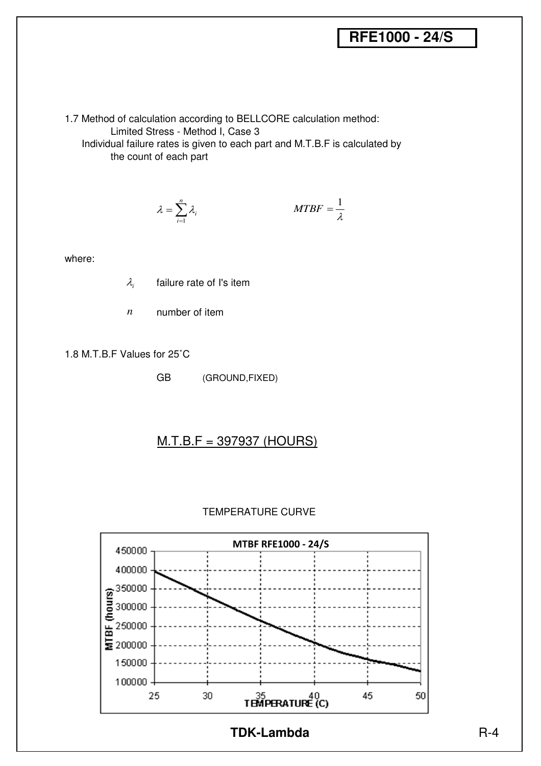1.7 Method of calculation according to BELLCORE calculation method:

Limited Stress - Method I, Case 3

Individual failure rates is given to each part and M.T.B.F is calculated by the count of each part

$$\lambda = \sum_{i=1}^{n} \lambda_i \qquad\qquad MTBF = \frac{1}{\lambda}$$

where:

$\lambda_i$ failure rate of I's item

$n$ number of item

1.8 M.T.B.F Values for 25˚C

GB (GROUND,FIXED)

M.T.B.F = 397937 (HOURS)

TEMPERATURE CURVE

MTBF RFE1000 - 24/S

MTBF (hours)

TEMPERATURE (C)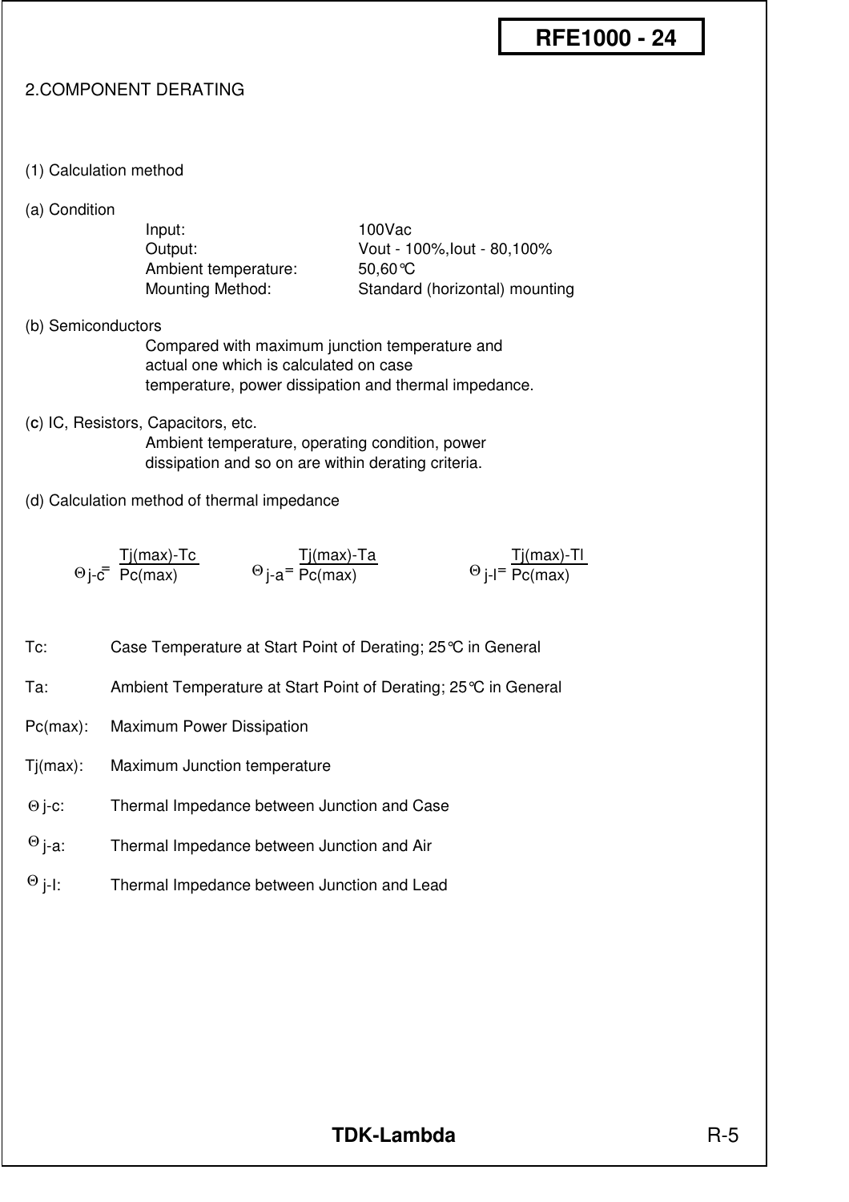## 2.COMPONENT DERATING

### (1) Calculation method

(a) Condition

| | |
|---|---|
| Input: | 100Vac |
| Output: | Vout - 100%,Iout - 80,100% |
| Ambient temperature: | 50,60℃ |
| Mounting Method: | Standard (horizontal) mounting |

(b) Semiconductors

Compared with maximum junction temperature and actual one which is calculated on case temperature, power dissipation and thermal impedance.

(c) IC, Resistors, Capacitors, etc.

Ambient temperature, operating condition, power dissipation and so on are within derating criteria.

(d) Calculation method of thermal impedance

$$\Theta_{j\text{-}c} = \frac{T_{j(max)} - T_c}{P_{c(max)}} \qquad \Theta_{j\text{-}a} = \frac{T_{j(max)} - T_a}{P_{c(max)}} \qquad \Theta_{j\text{-}l} = \frac{T_{j(max)} - T_l}{P_{c(max)}}$$

| | |
|---|---|
| Tc: | Case Temperature at Start Point of Derating; 25℃ in General |
| Ta: | Ambient Temperature at Start Point of Derating; 25℃ in General |
| Pc(max): | Maximum Power Dissipation |
| Tj(max): | Maximum Junction temperature |
| $\Theta$ j-c: | Thermal Impedance between Junction and Case |
| $\Theta$ j-a: | Thermal Impedance between Junction and Air |
| $\Theta$ j-l: | Thermal Impedance between Junction and Lead |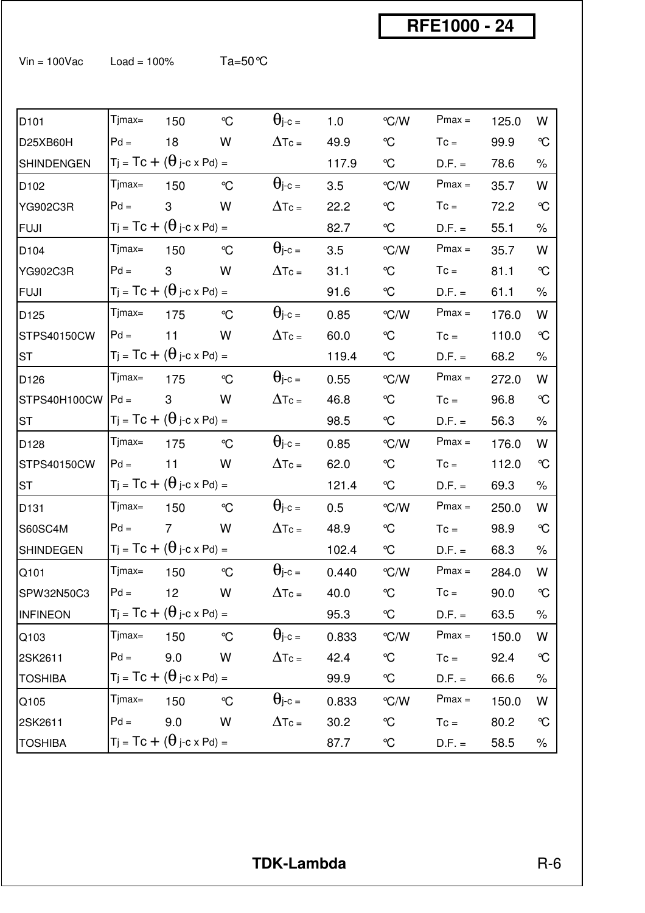# RFE1000 - 24

Vin = 100Vac    Load = 100%    Ta=50℃

| Part | | | | | | | | | |
|---|---|---|---|---|---|---|---|---|---|
| D101 | $T_{jmax}$= | 150 | ℃ | $\theta_{j\text{-}c}$ = | 1.0 | ℃/W | Pmax = | 125.0 | W |
| D25XB60H | Pd = | 18 | W | $\Delta Tc$ = | 49.9 | ℃ | Tc = | 99.9 | ℃ |
| SHINDENGEN | Tj = Tc + ($\theta$ j-c x Pd) = | | | | 117.9 | ℃ | D.F. = | 78.6 | % |
| D102 | $T_{jmax}$= | 150 | ℃ | $\theta_{j\text{-}c}$ = | 3.5 | ℃/W | Pmax = | 35.7 | W |
| YG902C3R | Pd = | 3 | W | $\Delta Tc$ = | 22.2 | ℃ | Tc = | 72.2 | ℃ |
| FUJI | Tj = Tc + ($\theta$ j-c x Pd) = | | | | 82.7 | ℃ | D.F. = | 55.1 | % |
| D104 | $T_{jmax}$= | 150 | ℃ | $\theta_{j\text{-}c}$ = | 3.5 | ℃/W | Pmax = | 35.7 | W |
| YG902C3R | Pd = | 3 | W | $\Delta Tc$ = | 31.1 | ℃ | Tc = | 81.1 | ℃ |
| FUJI | Tj = Tc + ($\theta$ j-c x Pd) = | | | | 91.6 | ℃ | D.F. = | 61.1 | % |
| D125 | $T_{jmax}$= | 175 | ℃ | $\theta_{j\text{-}c}$ = | 0.85 | ℃/W | Pmax = | 176.0 | W |
| STPS40150CW | Pd = | 11 | W | $\Delta Tc$ = | 60.0 | ℃ | Tc = | 110.0 | ℃ |
| ST | Tj = Tc + ($\theta$ j-c x Pd) = | | | | 119.4 | ℃ | D.F. = | 68.2 | % |
| D126 | $T_{jmax}$= | 175 | ℃ | $\theta_{j\text{-}c}$ = | 0.55 | ℃/W | Pmax = | 272.0 | W |
| STPS40H100CW | Pd = | 3 | W | $\Delta Tc$ = | 46.8 | ℃ | Tc = | 96.8 | ℃ |
| ST | Tj = Tc + ($\theta$ j-c x Pd) = | | | | 98.5 | ℃ | D.F. = | 56.3 | % |
| D128 | $T_{jmax}$= | 175 | ℃ | $\theta_{j\text{-}c}$ = | 0.85 | ℃/W | Pmax = | 176.0 | W |
| STPS40150CW | Pd = | 11 | W | $\Delta Tc$ = | 62.0 | ℃ | Tc = | 112.0 | ℃ |
| ST | Tj = Tc + ($\theta$ j-c x Pd) = | | | | 121.4 | ℃ | D.F. = | 69.3 | % |
| D131 | $T_{jmax}$= | 150 | ℃ | $\theta_{j\text{-}c}$ = | 0.5 | ℃/W | Pmax = | 250.0 | W |
| S60SC4M | Pd = | 7 | W | $\Delta Tc$ = | 48.9 | ℃ | Tc = | 98.9 | ℃ |
| SHINDEGEN | Tj = Tc + ($\theta$ j-c x Pd) = | | | | 102.4 | ℃ | D.F. = | 68.3 | % |
| Q101 | $T_{jmax}$= | 150 | ℃ | $\theta_{j\text{-}c}$ = | 0.440 | ℃/W | Pmax = | 284.0 | W |
| SPW32N50C3 | Pd = | 12 | W | $\Delta Tc$ = | 40.0 | ℃ | Tc = | 90.0 | ℃ |
| INFINEON | Tj = Tc + ($\theta$ j-c x Pd) = | | | | 95.3 | ℃ | D.F. = | 63.5 | % |
| Q103 | $T_{jmax}$= | 150 | ℃ | $\theta_{j\text{-}c}$ = | 0.833 | ℃/W | Pmax = | 150.0 | W |
| 2SK2611 | Pd = | 9.0 | W | $\Delta Tc$ = | 42.4 | ℃ | Tc = | 92.4 | ℃ |
| TOSHIBA | Tj = Tc + ($\theta$ j-c x Pd) = | | | | 99.9 | ℃ | D.F. = | 66.6 | % |
| Q105 | $T_{jmax}$= | 150 | ℃ | $\theta_{j\text{-}c}$ = | 0.833 | ℃/W | Pmax = | 150.0 | W |
| 2SK2611 | Pd = | 9.0 | W | $\Delta Tc$ = | 30.2 | ℃ | Tc = | 80.2 | ℃ |
| TOSHIBA | Tj = Tc + ($\theta$ j-c x Pd) = | | | | 87.7 | ℃ | D.F. = | 58.5 | % |

TDK-Lambda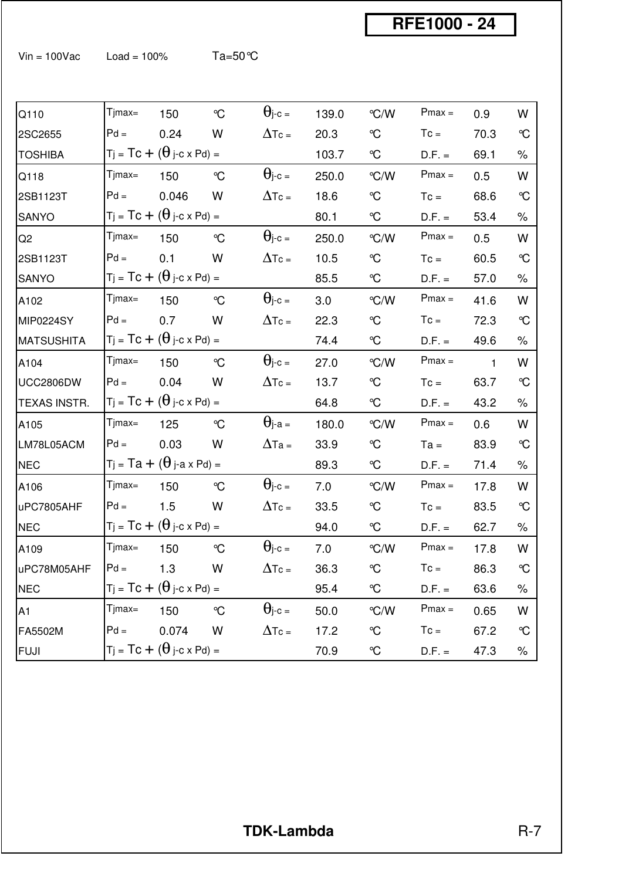# RFE1000 - 24

Vin = 100Vac Load = 100% Ta=50°C

| Component | Parameter | Value | Unit | Parameter | Value | Unit | Parameter | Value | Unit |
|---|---|---|---|---|---|---|---|---|---|
| Q110 | Tjmax= | 150 | °C | θj-c = | 139.0 | °C/W | Pmax = | 0.9 | W |
| 2SC2655 | Pd = | 0.24 | W | ΔTc = | 20.3 | °C | Tc = | 70.3 | °C |
| TOSHIBA | Tj = Tc + (θ j-c x Pd) = | | | | 103.7 | °C | D.F. = | 69.1 | % |
| Q118 | Tjmax= | 150 | °C | θj-c = | 250.0 | °C/W | Pmax = | 0.5 | W |
| 2SB1123T | Pd = | 0.046 | W | ΔTc = | 18.6 | °C | Tc = | 68.6 | °C |
| SANYO | Tj = Tc + (θ j-c x Pd) = | | | | 80.1 | °C | D.F. = | 53.4 | % |
| Q2 | Tjmax= | 150 | °C | θj-c = | 250.0 | °C/W | Pmax = | 0.5 | W |
| 2SB1123T | Pd = | 0.1 | W | ΔTc = | 10.5 | °C | Tc = | 60.5 | °C |
| SANYO | Tj = Tc + (θ j-c x Pd) = | | | | 85.5 | °C | D.F. = | 57.0 | % |
| A102 | Tjmax= | 150 | °C | θj-c = | 3.0 | °C/W | Pmax = | 41.6 | W |
| MIP0224SY | Pd = | 0.7 | W | ΔTc = | 22.3 | °C | Tc = | 72.3 | °C |
| MATSUSHITA | Tj = Tc + (θ j-c x Pd) = | | | | 74.4 | °C | D.F. = | 49.6 | % |
| A104 | Tjmax= | 150 | °C | θj-c = | 27.0 | °C/W | Pmax = | 1 | W |
| UCC2806DW | Pd = | 0.04 | W | ΔTc = | 13.7 | °C | Tc = | 63.7 | °C |
| TEXAS INSTR. | Tj = Tc + (θ j-c x Pd) = | | | | 64.8 | °C | D.F. = | 43.2 | % |
| A105 | Tjmax= | 125 | °C | θj-a = | 180.0 | °C/W | Pmax = | 0.6 | W |
| LM78L05ACM | Pd = | 0.03 | W | ΔTa = | 33.9 | °C | Ta = | 83.9 | °C |
| NEC | Tj = Ta + (θ j-a x Pd) = | | | | 89.3 | °C | D.F. = | 71.4 | % |
| A106 | Tjmax= | 150 | °C | θj-c = | 7.0 | °C/W | Pmax = | 17.8 | W |
| uPC7805AHF | Pd = | 1.5 | W | ΔTc = | 33.5 | °C | Tc = | 83.5 | °C |
| NEC | Tj = Tc + (θ j-c x Pd) = | | | | 94.0 | °C | D.F. = | 62.7 | % |
| A109 | Tjmax= | 150 | °C | θj-c = | 7.0 | °C/W | Pmax = | 17.8 | W |
| uPC78M05AHF | Pd = | 1.3 | W | ΔTc = | 36.3 | °C | Tc = | 86.3 | °C |
| NEC | Tj = Tc + (θ j-c x Pd) = | | | | 95.4 | °C | D.F. = | 63.6 | % |
| A1 | Tjmax= | 150 | °C | θj-c = | 50.0 | °C/W | Pmax = | 0.65 | W |
| FA5502M | Pd = | 0.074 | W | ΔTc = | 17.2 | °C | Tc = | 67.2 | °C |
| FUJI | Tj = Tc + (θ j-c x Pd) = | | | | 70.9 | °C | D.F. = | 47.3 | % |

TDK-Lambda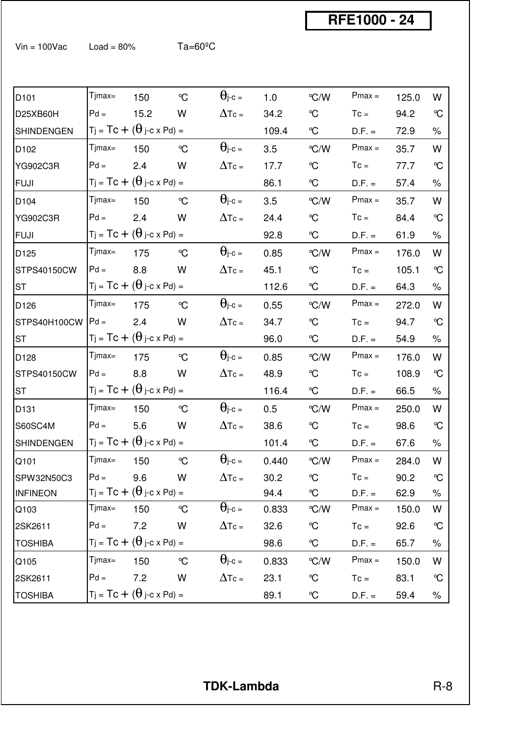# RFE1000 - 24

Vin = 100Vac    Load = 80%    Ta=60ºC

| Part | | | | | | | | | |
|---|---|---|---|---|---|---|---|---|---|
| D101 | $T_{jmax}$= | 150 | ℃ | $\theta_{j-c}$ = | 1.0 | ℃/W | $P_{max}$ = | 125.0 | W |
| D25XB60H | $P_d$ = | 15.2 | W | $\Delta T_c$ = | 34.2 | ℃ | $T_c$ = | 94.2 | ℃ |
| SHINDENGEN | $T_j = T_c + (\theta_{j-c} \times P_d)$ = | | | | 109.4 | ℃ | D.F. = | 72.9 | % |
| D102 | $T_{jmax}$= | 150 | ℃ | $\theta_{j-c}$ = | 3.5 | ℃/W | $P_{max}$ = | 35.7 | W |
| YG902C3R | $P_d$ = | 2.4 | W | $\Delta T_c$ = | 17.7 | ℃ | $T_c$ = | 77.7 | ℃ |
| FUJI | $T_j = T_c + (\theta_{j-c} \times P_d)$ = | | | | 86.1 | ℃ | D.F. = | 57.4 | % |
| D104 | $T_{jmax}$= | 150 | ℃ | $\theta_{j-c}$ = | 3.5 | ℃/W | $P_{max}$ = | 35.7 | W |
| YG902C3R | $P_d$ = | 2.4 | W | $\Delta T_c$ = | 24.4 | ℃ | $T_c$ = | 84.4 | ℃ |
| FUJI | $T_j = T_c + (\theta_{j-c} \times P_d)$ = | | | | 92.8 | ℃ | D.F. = | 61.9 | % |
| D125 | $T_{jmax}$= | 175 | ℃ | $\theta_{j-c}$ = | 0.85 | ℃/W | $P_{max}$ = | 176.0 | W |
| STPS40150CW | $P_d$ = | 8.8 | W | $\Delta T_c$ = | 45.1 | ℃ | $T_c$ = | 105.1 | ℃ |
| ST | $T_j = T_c + (\theta_{j-c} \times P_d)$ = | | | | 112.6 | ℃ | D.F. = | 64.3 | % |
| D126 | $T_{jmax}$= | 175 | ℃ | $\theta_{j-c}$ = | 0.55 | ℃/W | $P_{max}$ = | 272.0 | W |
| STPS40H100CW | $P_d$ = | 2.4 | W | $\Delta T_c$ = | 34.7 | ℃ | $T_c$ = | 94.7 | ℃ |
| ST | $T_j = T_c + (\theta_{j-c} \times P_d)$ = | | | | 96.0 | ℃ | D.F. = | 54.9 | % |
| D128 | $T_{jmax}$= | 175 | ℃ | $\theta_{j-c}$ = | 0.85 | ℃/W | $P_{max}$ = | 176.0 | W |
| STPS40150CW | $P_d$ = | 8.8 | W | $\Delta T_c$ = | 48.9 | ℃ | $T_c$ = | 108.9 | ℃ |
| ST | $T_j = T_c + (\theta_{j-c} \times P_d)$ = | | | | 116.4 | ℃ | D.F. = | 66.5 | % |
| D131 | $T_{jmax}$= | 150 | ℃ | $\theta_{j-c}$ = | 0.5 | ℃/W | $P_{max}$ = | 250.0 | W |
| S60SC4M | $P_d$ = | 5.6 | W | $\Delta T_c$ = | 38.6 | ℃ | $T_c$ = | 98.6 | ℃ |
| SHINDENGEN | $T_j = T_c + (\theta_{j-c} \times P_d)$ = | | | | 101.4 | ℃ | D.F. = | 67.6 | % |
| Q101 | $T_{jmax}$= | 150 | ℃ | $\theta_{j-c}$ = | 0.440 | ℃/W | $P_{max}$ = | 284.0 | W |
| SPW32N50C3 | $P_d$ = | 9.6 | W | $\Delta T_c$ = | 30.2 | ℃ | $T_c$ = | 90.2 | ℃ |
| INFINEON | $T_j = T_c + (\theta_{j-c} \times P_d)$ = | | | | 94.4 | ℃ | D.F. = | 62.9 | % |
| Q103 | $T_{jmax}$= | 150 | ℃ | $\theta_{j-c}$ = | 0.833 | ℃/W | $P_{max}$ = | 150.0 | W |
| 2SK2611 | $P_d$ = | 7.2 | W | $\Delta T_c$ = | 32.6 | ℃ | $T_c$ = | 92.6 | ℃ |
| TOSHIBA | $T_j = T_c + (\theta_{j-c} \times P_d)$ = | | | | 98.6 | ℃ | D.F. = | 65.7 | % |
| Q105 | $T_{jmax}$= | 150 | ℃ | $\theta_{j-c}$ = | 0.833 | ℃/W | $P_{max}$ = | 150.0 | W |
| 2SK2611 | $P_d$ = | 7.2 | W | $\Delta T_c$ = | 23.1 | ℃ | $T_c$ = | 83.1 | ℃ |
| TOSHIBA | $T_j = T_c + (\theta_{j-c} \times P_d)$ = | | | | 89.1 | ℃ | D.F. = | 59.4 | % |

TDK-Lambda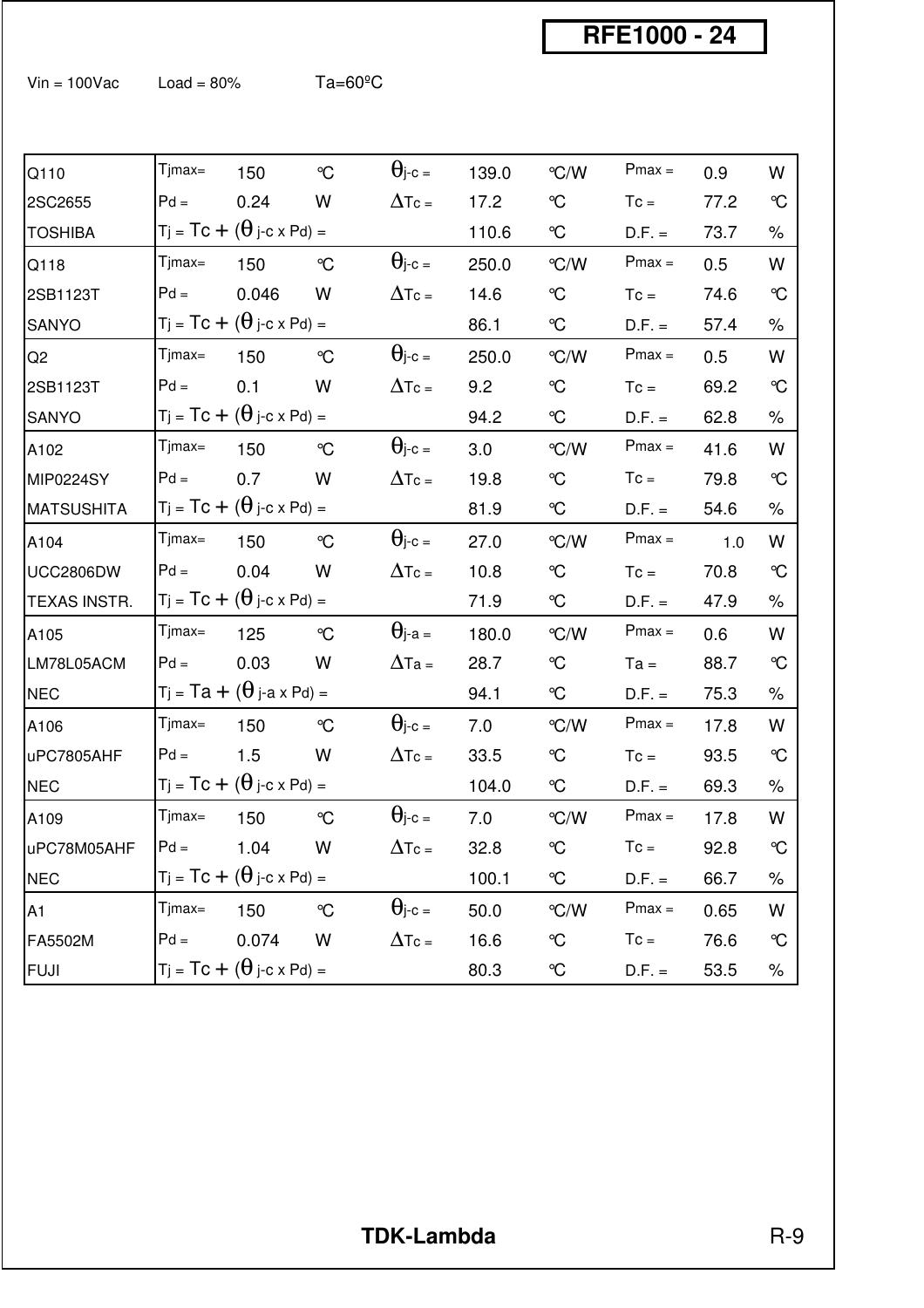RFE1000 - 24

Vin = 100Vac    Load = 80%    Ta=60ºC

| Component | | | | | | | | |
|---|---|---|---|---|---|---|---|---|
| Q110 | Tjmax= | 150 | ℃ | θj-c = | 139.0 | ℃/W | Pmax = | 0.9 W |
| 2SC2655 | Pd = | 0.24 | W | ΔTc = | 17.2 | ℃ | Tc = | 77.2 ℃ |
| TOSHIBA | Tj = Tc + (θ j-c x Pd) = | | | | 110.6 | ℃ | D.F. = | 73.7 % |
| Q118 | Tjmax= | 150 | ℃ | θj-c = | 250.0 | ℃/W | Pmax = | 0.5 W |
| 2SB1123T | Pd = | 0.046 | W | ΔTc = | 14.6 | ℃ | Tc = | 74.6 ℃ |
| SANYO | Tj = Tc + (θ j-c x Pd) = | | | | 86.1 | ℃ | D.F. = | 57.4 % |
| Q2 | Tjmax= | 150 | ℃ | θj-c = | 250.0 | ℃/W | Pmax = | 0.5 W |
| 2SB1123T | Pd = | 0.1 | W | ΔTc = | 9.2 | ℃ | Tc = | 69.2 ℃ |
| SANYO | Tj = Tc + (θ j-c x Pd) = | | | | 94.2 | ℃ | D.F. = | 62.8 % |
| A102 | Tjmax= | 150 | ℃ | θj-c = | 3.0 | ℃/W | Pmax = | 41.6 W |
| MIP0224SY | Pd = | 0.7 | W | ΔTc = | 19.8 | ℃ | Tc = | 79.8 ℃ |
| MATSUSHITA | Tj = Tc + (θ j-c x Pd) = | | | | 81.9 | ℃ | D.F. = | 54.6 % |
| A104 | Tjmax= | 150 | ℃ | θj-c = | 27.0 | ℃/W | Pmax = | 1.0 W |
| UCC2806DW | Pd = | 0.04 | W | ΔTc = | 10.8 | ℃ | Tc = | 70.8 ℃ |
| TEXAS INSTR. | Tj = Tc + (θ j-c x Pd) = | | | | 71.9 | ℃ | D.F. = | 47.9 % |
| A105 | Tjmax= | 125 | ℃ | θj-a = | 180.0 | ℃/W | Pmax = | 0.6 W |
| LM78L05ACM | Pd = | 0.03 | W | ΔTa = | 28.7 | ℃ | Ta = | 88.7 ℃ |
| NEC | Tj = Ta + (θ j-a x Pd) = | | | | 94.1 | ℃ | D.F. = | 75.3 % |
| A106 | Tjmax= | 150 | ℃ | θj-c = | 7.0 | ℃/W | Pmax = | 17.8 W |
| uPC7805AHF | Pd = | 1.5 | W | ΔTc = | 33.5 | ℃ | Tc = | 93.5 ℃ |
| NEC | Tj = Tc + (θ j-c x Pd) = | | | | 104.0 | ℃ | D.F. = | 69.3 % |
| A109 | Tjmax= | 150 | ℃ | θj-c = | 7.0 | ℃/W | Pmax = | 17.8 W |
| uPC78M05AHF | Pd = | 1.04 | W | ΔTc = | 32.8 | ℃ | Tc = | 92.8 ℃ |
| NEC | Tj = Tc + (θ j-c x Pd) = | | | | 100.1 | ℃ | D.F. = | 66.7 % |
| A1 | Tjmax= | 150 | ℃ | θj-c = | 50.0 | ℃/W | Pmax = | 0.65 W |
| FA5502M | Pd = | 0.074 | W | ΔTc = | 16.6 | ℃ | Tc = | 76.6 ℃ |
| FUJI | Tj = Tc + (θ j-c x Pd) = | | | | 80.3 | ℃ | D.F. = | 53.5 % |

TDK-Lambda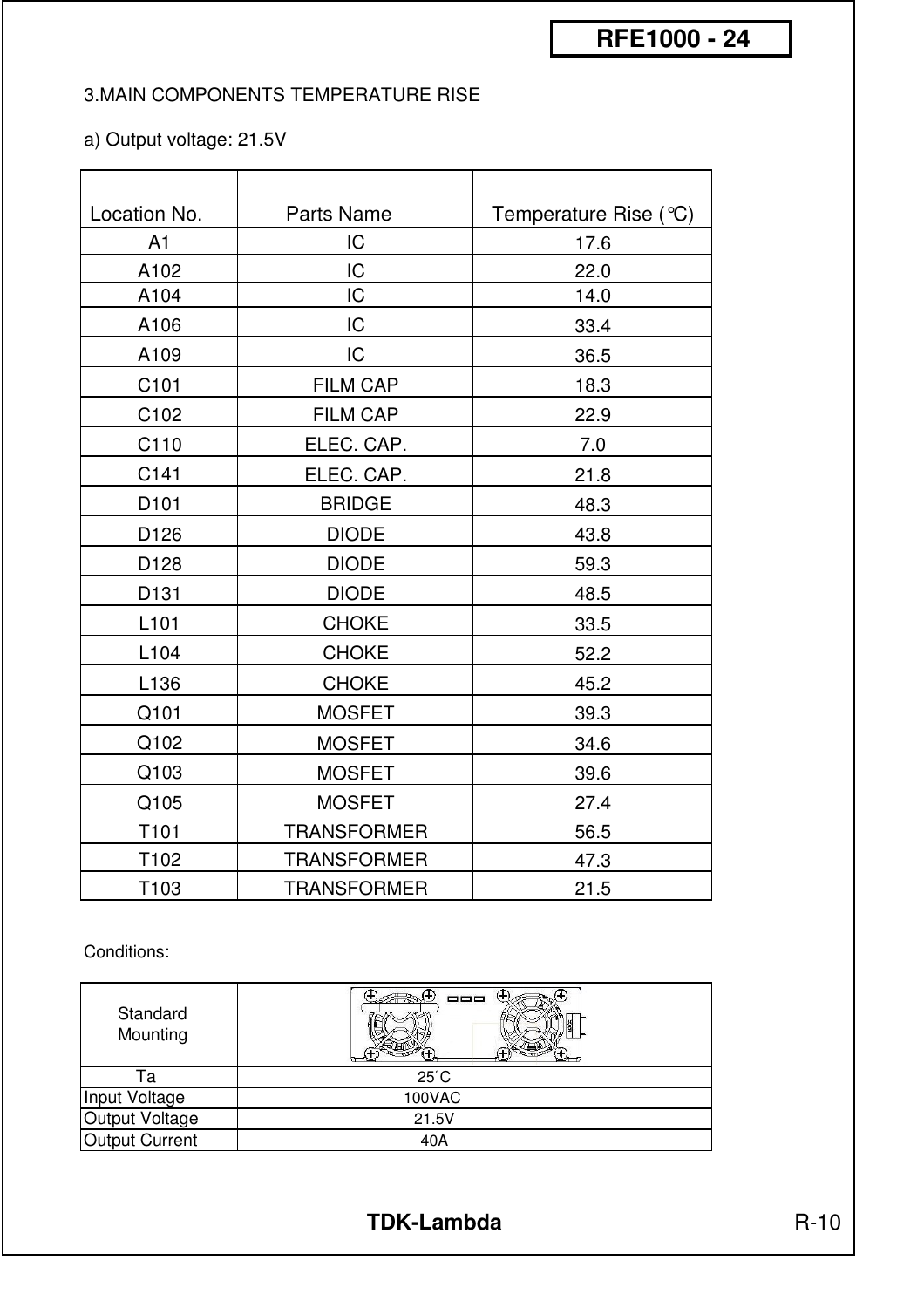## 3.MAIN COMPONENTS TEMPERATURE RISE

a) Output voltage: 21.5V

| Location No. | Parts Name | Temperature Rise (℃) |
|---|---|---|
| A1 | IC | 17.6 |
| A102 | IC | 22.0 |
| A104 | IC | 14.0 |
| A106 | IC | 33.4 |
| A109 | IC | 36.5 |
| C101 | FILM CAP | 18.3 |
| C102 | FILM CAP | 22.9 |
| C110 | ELEC. CAP. | 7.0 |
| C141 | ELEC. CAP. | 21.8 |
| D101 | BRIDGE | 48.3 |
| D126 | DIODE | 43.8 |
| D128 | DIODE | 59.3 |
| D131 | DIODE | 48.5 |
| L101 | CHOKE | 33.5 |
| L104 | CHOKE | 52.2 |
| L136 | CHOKE | 45.2 |
| Q101 | MOSFET | 39.3 |
| Q102 | MOSFET | 34.6 |
| Q103 | MOSFET | 39.6 |
| Q105 | MOSFET | 27.4 |
| T101 | TRANSFORMER | 56.5 |
| T102 | TRANSFORMER | 47.3 |
| T103 | TRANSFORMER | 21.5 |

Conditions:

| Standard Mounting | |
|---|---|
| Ta | 25˚C |
| Input Voltage | 100VAC |
| Output Voltage | 21.5V |
| Output Current | 40A |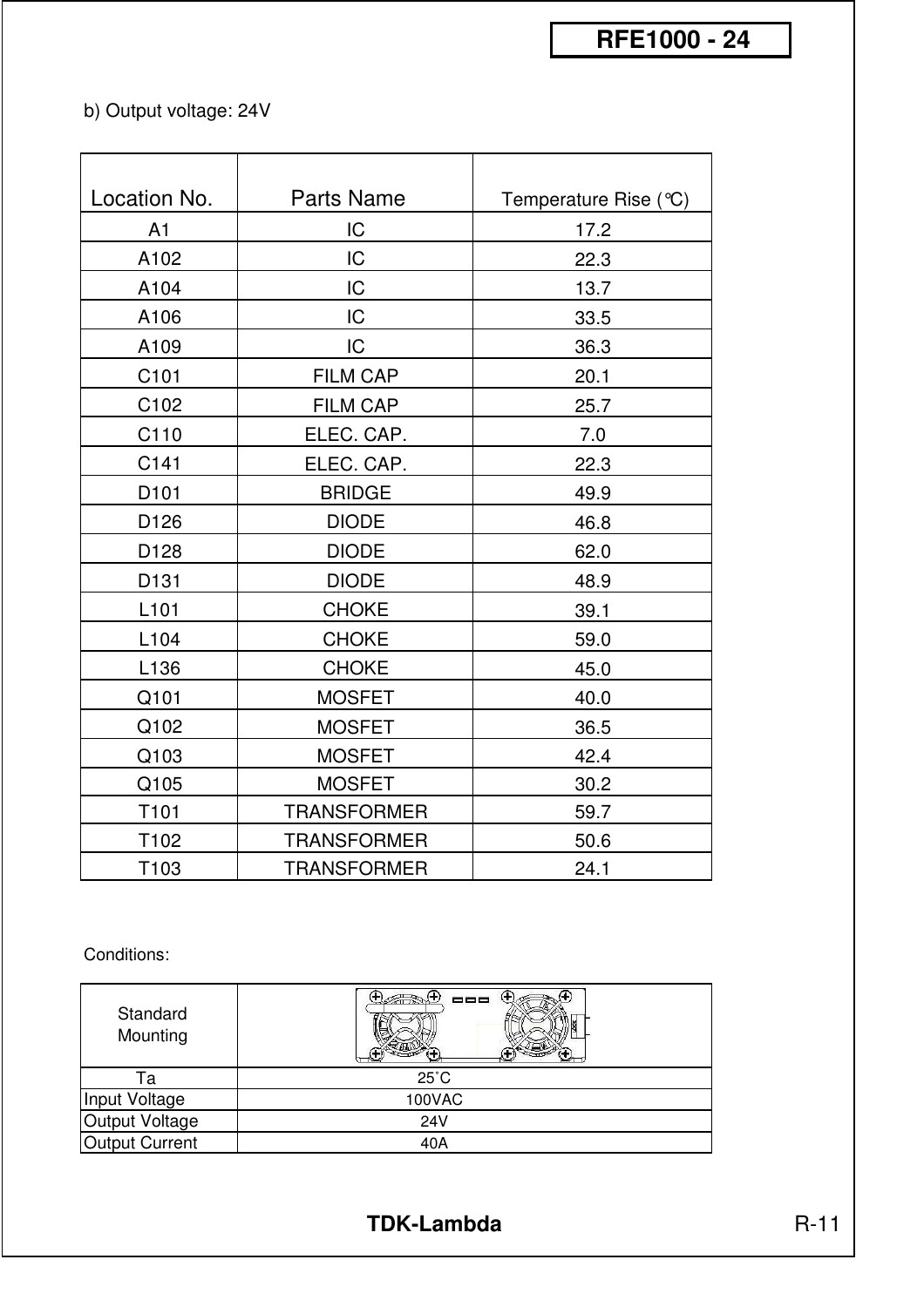b) Output voltage: 24V

| Location No. | Parts Name | Temperature Rise (℃) |
|---|---|---|
| A1 | IC | 17.2 |
| A102 | IC | 22.3 |
| A104 | IC | 13.7 |
| A106 | IC | 33.5 |
| A109 | IC | 36.3 |
| C101 | FILM CAP | 20.1 |
| C102 | FILM CAP | 25.7 |
| C110 | ELEC. CAP. | 7.0 |
| C141 | ELEC. CAP. | 22.3 |
| D101 | BRIDGE | 49.9 |
| D126 | DIODE | 46.8 |
| D128 | DIODE | 62.0 |
| D131 | DIODE | 48.9 |
| L101 | CHOKE | 39.1 |
| L104 | CHOKE | 59.0 |
| L136 | CHOKE | 45.0 |
| Q101 | MOSFET | 40.0 |
| Q102 | MOSFET | 36.5 |
| Q103 | MOSFET | 42.4 |
| Q105 | MOSFET | 30.2 |
| T101 | TRANSFORMER | 59.7 |
| T102 | TRANSFORMER | 50.6 |
| T103 | TRANSFORMER | 24.1 |

Conditions:

| Standard Mounting | |
|---|---|
| Ta | 25˚C |
| Input Voltage | 100VAC |
| Output Voltage | 24V |
| Output Current | 40A |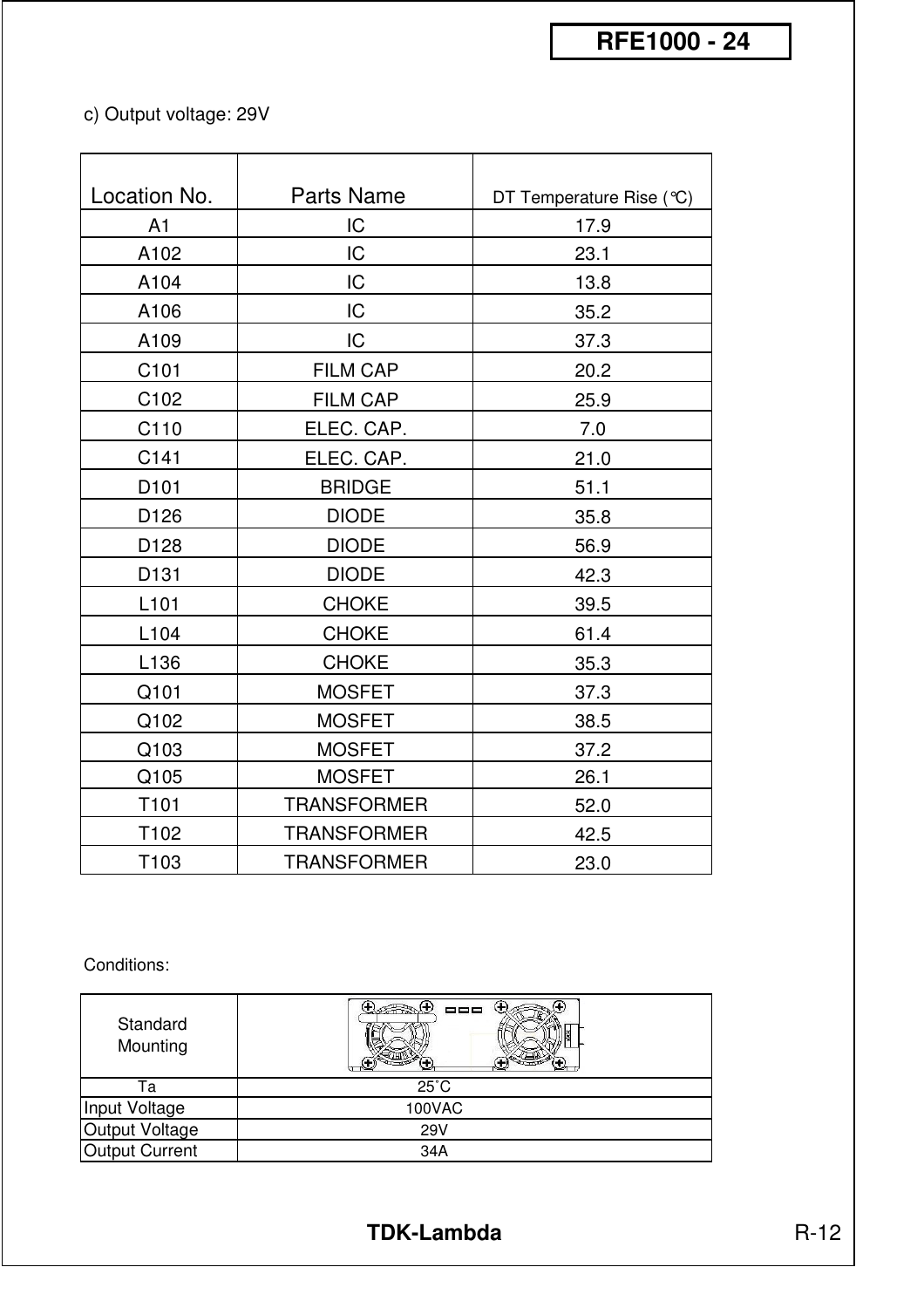c) Output voltage: 29V

| Location No. | Parts Name | DT Temperature Rise (°C) |
|---|---|---|
| A1 | IC | 17.9 |
| A102 | IC | 23.1 |
| A104 | IC | 13.8 |
| A106 | IC | 35.2 |
| A109 | IC | 37.3 |
| C101 | FILM CAP | 20.2 |
| C102 | FILM CAP | 25.9 |
| C110 | ELEC. CAP. | 7.0 |
| C141 | ELEC. CAP. | 21.0 |
| D101 | BRIDGE | 51.1 |
| D126 | DIODE | 35.8 |
| D128 | DIODE | 56.9 |
| D131 | DIODE | 42.3 |
| L101 | CHOKE | 39.5 |
| L104 | CHOKE | 61.4 |
| L136 | CHOKE | 35.3 |
| Q101 | MOSFET | 37.3 |
| Q102 | MOSFET | 38.5 |
| Q103 | MOSFET | 37.2 |
| Q105 | MOSFET | 26.1 |
| T101 | TRANSFORMER | 52.0 |
| T102 | TRANSFORMER | 42.5 |
| T103 | TRANSFORMER | 23.0 |

Conditions:

| Standard Mounting | |
|---|---|
| Ta | 25°C |
| Input Voltage | 100VAC |
| Output Voltage | 29V |
| Output Current | 34A |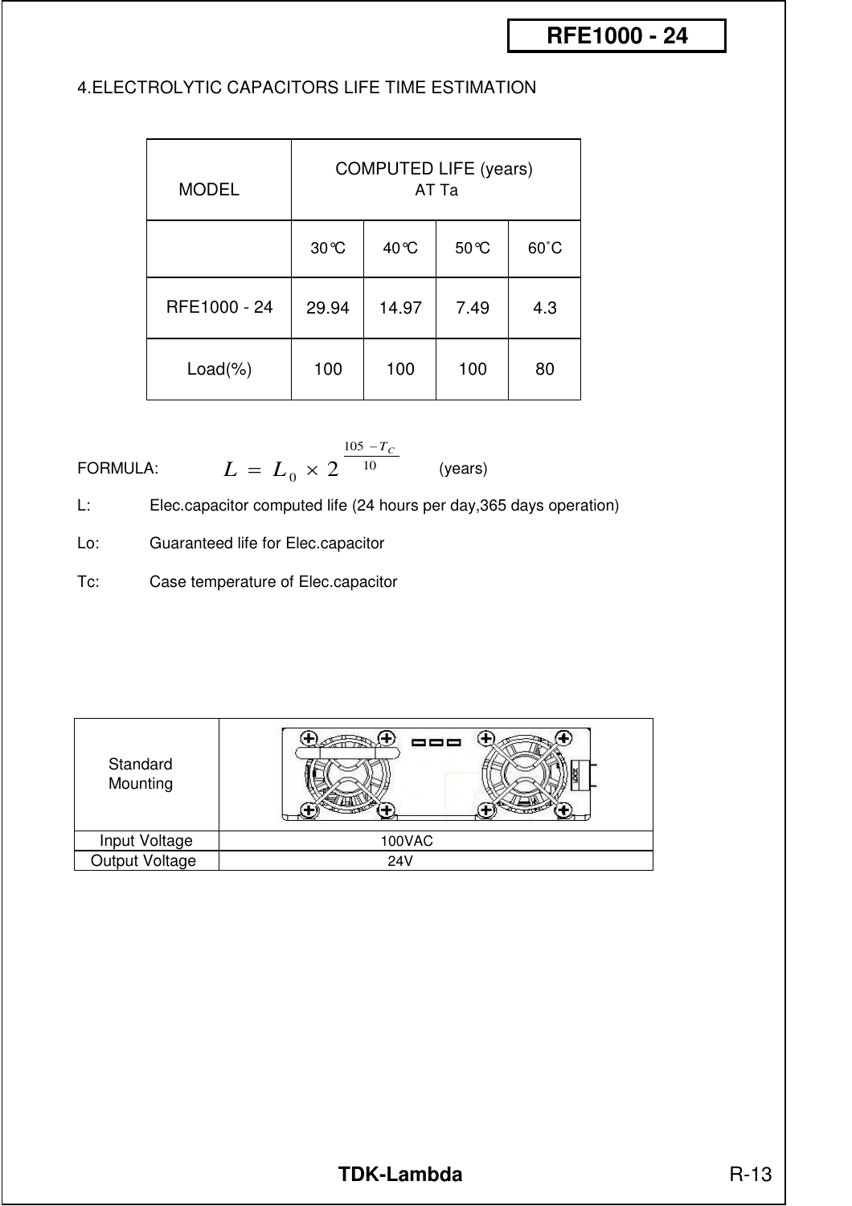## 4.ELECTROLYTIC CAPACITORS LIFE TIME ESTIMATION

| MODEL | COMPUTED LIFE (years) AT Ta | | | |
|---|---|---|---|---|
| | 30℃ | 40℃ | 50℃ | 60˚C |
| RFE1000 - 24 | 29.94 | 14.97 | 7.49 | 4.3 |
| Load(%) | 100 | 100 | 100 | 80 |

FORMULA: $$L = L_0 \times 2^{\frac{105 - T_C}{10}}$$ (years)

L: Elec.capacitor computed life (24 hours per day,365 days operation)

Lo: Guaranteed life for Elec.capacitor

Tc: Case temperature of Elec.capacitor

| Standard Mounting | |
|---|---|
| Input Voltage | 100VAC |
| Output Voltage | 24V |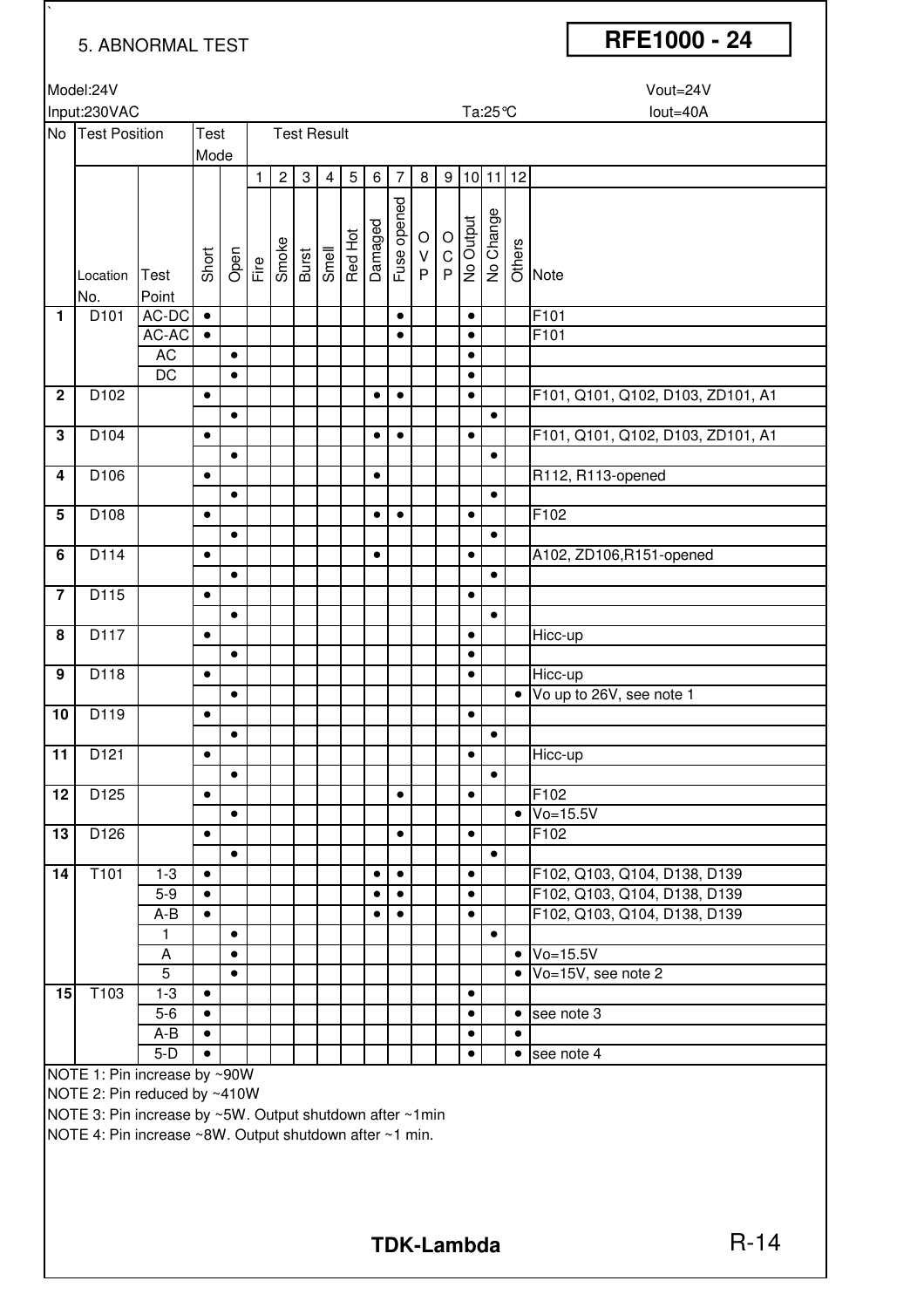# 5. ABNORMAL TEST

**RFE1000 - 24**

Model:24V　　　　　　　　　　　　　　　　　　　　　　　　　　　　　　Vout=24V

Input:230VAC　　　　　　　　　　　　　　　　　　Ta:25℃　　　　　　　　Iout=40A

| No | Test Position | | Test Mode | | Test Result | | | | | | | | | | | | |
|---|---|---|---|---|---|---|---|---|---|---|---|---|---|---|---|---|---|
| | | | | | 1 | 2 | 3 | 4 | 5 | 6 | 7 | 8 | 9 | 10 | 11 | 12 | |
| | Location No. | Test Point | Short | Open | Fire | Smoke | Burst | Smell | Red Hot | Damaged | Fuse opened | OVP | OCP | No Output | No Change | Others | Note |
| **1** | D101 | AC-DC | ● | | | | | | | | ● | | | ● | | | F101 |
| | | AC-AC | ● | | | | | | | | ● | | | ● | | | F101 |
| | | AC | | ● | | | | | | | | | | ● | | | |
| | | DC | | ● | | | | | | | | | | ● | | | |
| **2** | D102 | | ● | | | | | | | ● | ● | | | ● | | | F101, Q101, Q102, D103, ZD101, A1 |
| | | | | ● | | | | | | | | | | | ● | | |
| **3** | D104 | | ● | | | | | | | ● | ● | | | ● | | | F101, Q101, Q102, D103, ZD101, A1 |
| | | | | ● | | | | | | | | | | | ● | | |
| **4** | D106 | | ● | | | | | | | ● | | | | | | | R112, R113-opened |
| | | | | ● | | | | | | | | | | | ● | | |
| **5** | D108 | | ● | | | | | | | ● | ● | | | ● | | | F102 |
| | | | | ● | | | | | | | | | | | ● | | |
| **6** | D114 | | ● | | | | | | | ● | | | | ● | | | A102, ZD106,R151-opened |
| | | | | ● | | | | | | | | | | | ● | | |
| **7** | D115 | | ● | | | | | | | | | | | ● | | | |
| | | | | ● | | | | | | | | | | | ● | | |
| **8** | D117 | | ● | | | | | | | | | | | ● | | | Hicc-up |
| | | | | ● | | | | | | | | | | ● | | | |
| **9** | D118 | | ● | | | | | | | | | | | ● | | | Hicc-up |
| | | | | ● | | | | | | | | | | | | ● | Vo up to 26V, see note 1 |
| **10** | D119 | | ● | | | | | | | | | | | ● | | | |
| | | | | ● | | | | | | | | | | | ● | | |
| **11** | D121 | | ● | | | | | | | | | | | ● | | | Hicc-up |
| | | | | ● | | | | | | | | | | | ● | | |
| **12** | D125 | | ● | | | | | | | | ● | | | ● | | | F102 |
| | | | | ● | | | | | | | | | | | | ● | Vo=15.5V |
| **13** | D126 | | ● | | | | | | | | ● | | | ● | | | F102 |
| | | | | ● | | | | | | | | | | | ● | | |
| **14** | T101 | 1-3 | ● | | | | | | | ● | ● | | | ● | | | F102, Q103, Q104, D138, D139 |
| | | 5-9 | ● | | | | | | | ● | ● | | | ● | | | F102, Q103, Q104, D138, D139 |
| | | A-B | ● | | | | | | | ● | ● | | | ● | | | F102, Q103, Q104, D138, D139 |
| | | 1 | | ● | | | | | | | | | | | ● | | |
| | | A | | ● | | | | | | | | | | | | ● | Vo=15.5V |
| | | 5 | | ● | | | | | | | | | | | | ● | Vo=15V, see note 2 |
| **15** | T103 | 1-3 | ● | | | | | | | | | | | ● | | | |
| | | 5-6 | ● | | | | | | | | | | | ● | | ● | see note 3 |
| | | A-B | ● | | | | | | | | | | | ● | | ● | |
| | | 5-D | ● | | | | | | | | | | | ● | | ● | see note 4 |

NOTE 1: Pin increase by ~90W

NOTE 2: Pin reduced by ~410W

NOTE 3: Pin increase by ~5W. Output shutdown after ~1min

NOTE 4: Pin increase ~8W. Output shutdown after ~1 min.

**TDK-Lambda**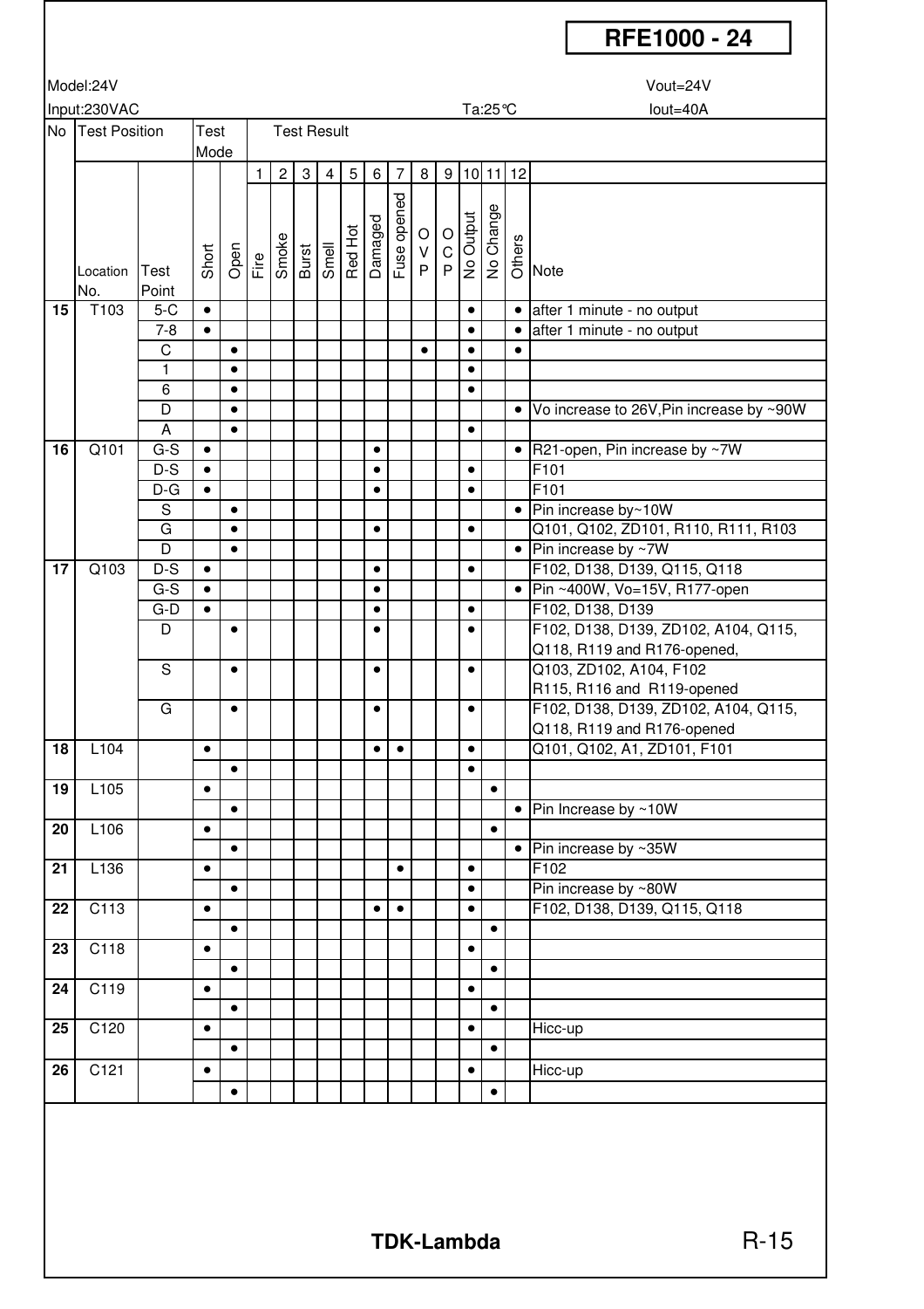**RFE1000 - 24**

Model:24V | Vout=24V

Input:230VAC | Ta:25℃ | Iout=40A

| No | Test Position | | Test Mode | | Test Result | | | | | | | | | | | | |
|---|---|---|---|---|---|---|---|---|---|---|---|---|---|---|---|---|---|
| | | | | | 1 | 2 | 3 | 4 | 5 | 6 | 7 | 8 | 9 | 10 | 11 | 12 | |
| | Location No. | Test Point | Short | Open | Fire | Smoke | Burst | Smell | Red Hot | Damaged | Fuse opened | OVP | OCP | No Output | No Change | Others | Note |
| **15** | T103 | 5-C | ● | | | | | | | | | | | ● | | ● | after 1 minute - no output |
| | | 7-8 | ● | | | | | | | | | | | ● | | ● | after 1 minute - no output |
| | | C | | ● | | | | | | | | ● | | ● | | ● | |
| | | 1 | | ● | | | | | | | | | | ● | | | |
| | | 6 | | ● | | | | | | | | | | ● | | | |
| | | D | | ● | | | | | | | | | | | | ● | Vo increase to 26V,Pin increase by ~90W |
| | | A | | ● | | | | | | | | | | ● | | | |
| **16** | Q101 | G-S | ● | | | | | | | ● | | | | | | ● | R21-open, Pin increase by ~7W |
| | | D-S | ● | | | | | | | ● | | | | ● | | | F101 |
| | | D-G | ● | | | | | | | ● | | | | ● | | | F101 |
| | | S | | ● | | | | | | | | | | | | ● | Pin increase by~10W |
| | | G | | ● | | | | | | ● | | | | ● | | | Q101, Q102, ZD101, R110, R111, R103 |
| | | D | | ● | | | | | | | | | | | | ● | Pin increase by ~7W |
| **17** | Q103 | D-S | ● | | | | | | | ● | | | | ● | | | F102, D138, D139, Q115, Q118 |
| | | G-S | ● | | | | | | | ● | | | | | | ● | Pin ~400W, Vo=15V, R177-open |
| | | G-D | ● | | | | | | | ● | | | | ● | | | F102, D138, D139 |
| | | D | | ● | | | | | | ● | | | | ● | | | F102, D138, D139, ZD102, A104, Q115, Q118, R119 and R176-opened, |
| | | S | | ● | | | | | | ● | | | | ● | | | Q103, ZD102, A104, F102 R115, R116 and R119-opened |
| | | G | | ● | | | | | | ● | | | | ● | | | F102, D138, D139, ZD102, A104, Q115, Q118, R119 and R176-opened |
| **18** | L104 | | ● | | | | | | | ● | ● | | | ● | | | Q101, Q102, A1, ZD101, F101 |
| | | | | ● | | | | | | | | | | ● | | | |
| **19** | L105 | | ● | | | | | | | | | | | | ● | | |
| | | | | ● | | | | | | | | | | | | ● | Pin Increase by ~10W |
| **20** | L106 | | ● | | | | | | | | | | | | ● | | |
| | | | | ● | | | | | | | | | | | | ● | Pin increase by ~35W |
| **21** | L136 | | ● | | | | | | | | ● | | | ● | | | F102 |
| | | | | ● | | | | | | | | | | ● | | | Pin increase by ~80W |
| **22** | C113 | | ● | | | | | | | ● | ● | | | ● | | | F102, D138, D139, Q115, Q118 |
| | | | | ● | | | | | | | | | | | ● | | |
| **23** | C118 | | ● | | | | | | | | | | | ● | | | |
| | | | | ● | | | | | | | | | | | ● | | |
| **24** | C119 | | ● | | | | | | | | | | | ● | | | |
| | | | | ● | | | | | | | | | | | ● | | |
| **25** | C120 | | ● | | | | | | | | | | | ● | | | Hicc-up |
| | | | | ● | | | | | | | | | | | ● | | |
| **26** | C121 | | ● | | | | | | | | | | | ● | | | Hicc-up |
| | | | | ● | | | | | | | | | | | ● | | |

**TDK-Lambda**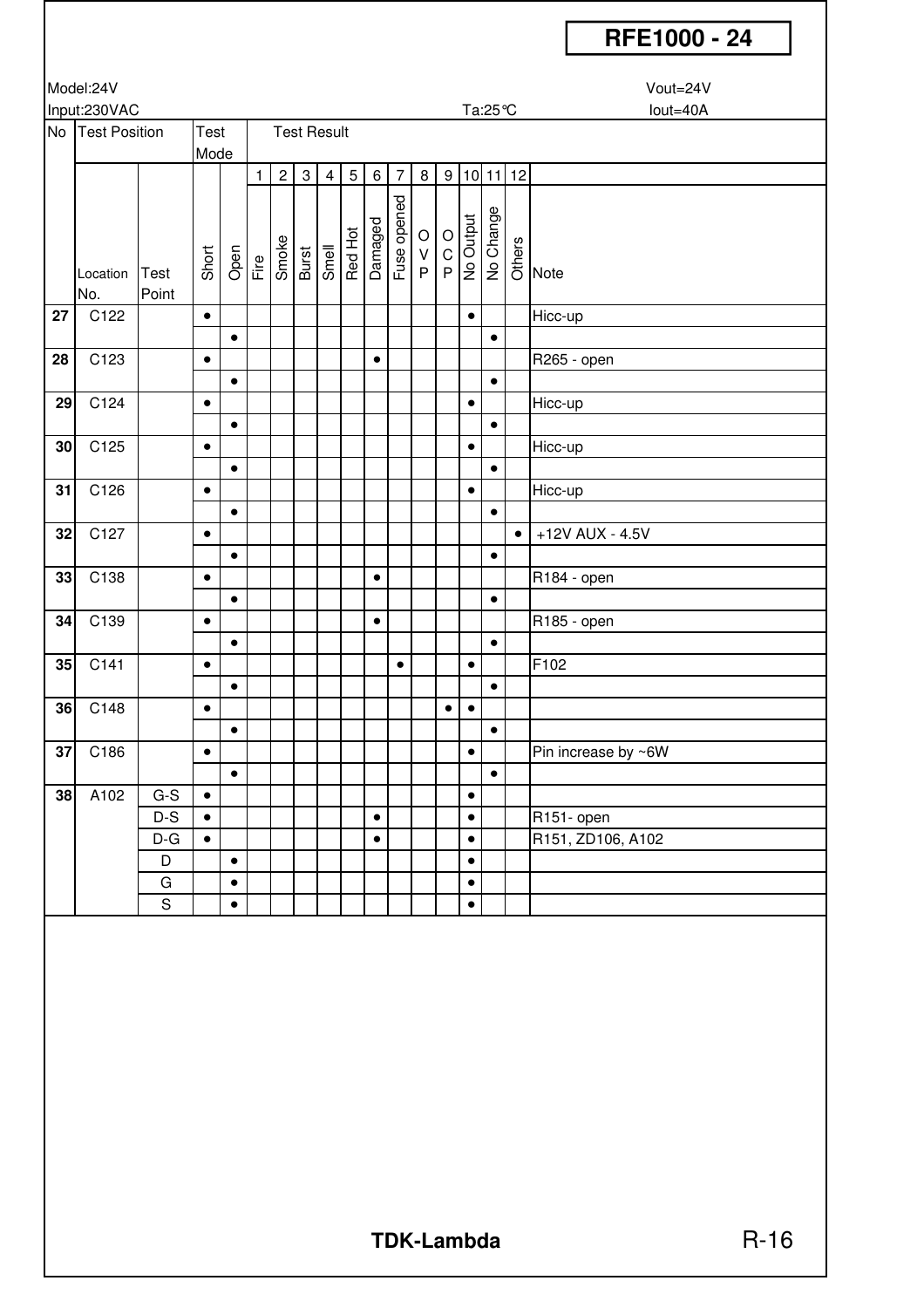# RFE1000 - 24

Model:24V

Vout=24V

Input:230VAC

Ta:25℃

Iout=40A

| No | Test Position | | Test Mode | | Test Result | | | | | | | | | | | | |
|---|---|---|---|---|---|---|---|---|---|---|---|---|---|---|---|---|---|
| | | | | | 1 | 2 | 3 | 4 | 5 | 6 | 7 | 8 | 9 | 10 | 11 | 12 | |
| | Location No. | Test Point | Short | Open | Fire | Smoke | Burst | Smell | Red Hot | Damaged | Fuse opened | OVP | OCP | No Output | No Change | Others | Note |
| 27 | C122 | | ● | | | | | | | | | | | ● | | | Hicc-up |
| | | | | ● | | | | | | | | | | | ● | | |
| 28 | C123 | | ● | | | | | | | ● | | | | | | | R265 - open |
| | | | | ● | | | | | | | | | | | ● | | |
| 29 | C124 | | ● | | | | | | | | | | | ● | | | Hicc-up |
| | | | | ● | | | | | | | | | | | ● | | |
| 30 | C125 | | ● | | | | | | | | | | | ● | | | Hicc-up |
| | | | | ● | | | | | | | | | | | ● | | |
| 31 | C126 | | ● | | | | | | | | | | | ● | | | Hicc-up |
| | | | | ● | | | | | | | | | | | ● | | |
| 32 | C127 | | ● | | | | | | | | | | | | | ● | +12V AUX - 4.5V |
| | | | | ● | | | | | | | | | | | ● | | |
| 33 | C138 | | ● | | | | | | | ● | | | | | | | R184 - open |
| | | | | ● | | | | | | | | | | | ● | | |
| 34 | C139 | | ● | | | | | | | ● | | | | | | | R185 - open |
| | | | | ● | | | | | | | | | | | ● | | |
| 35 | C141 | | ● | | | | | | | | ● | | | ● | | | F102 |
| | | | | ● | | | | | | | | | | | ● | | |
| 36 | C148 | | ● | | | | | | | | | | ● | ● | | | |
| | | | | ● | | | | | | | | | | | ● | | |
| 37 | C186 | | ● | | | | | | | | | | | ● | | | Pin increase by ~6W |
| | | | | ● | | | | | | | | | | | ● | | |
| 38 | A102 | G-S | ● | | | | | | | | | | | ● | | | |
| | | D-S | ● | | | | | | | ● | | | | ● | | | R151- open |
| | | D-G | ● | | | | | | | ● | | | | ● | | | R151, ZD106, A102 |
| | | D | | ● | | | | | | | | | | ● | | | |
| | | G | | ● | | | | | | | | | | ● | | | |
| | | S | | ● | | | | | | | | | | ● | | | |

**TDK-Lambda**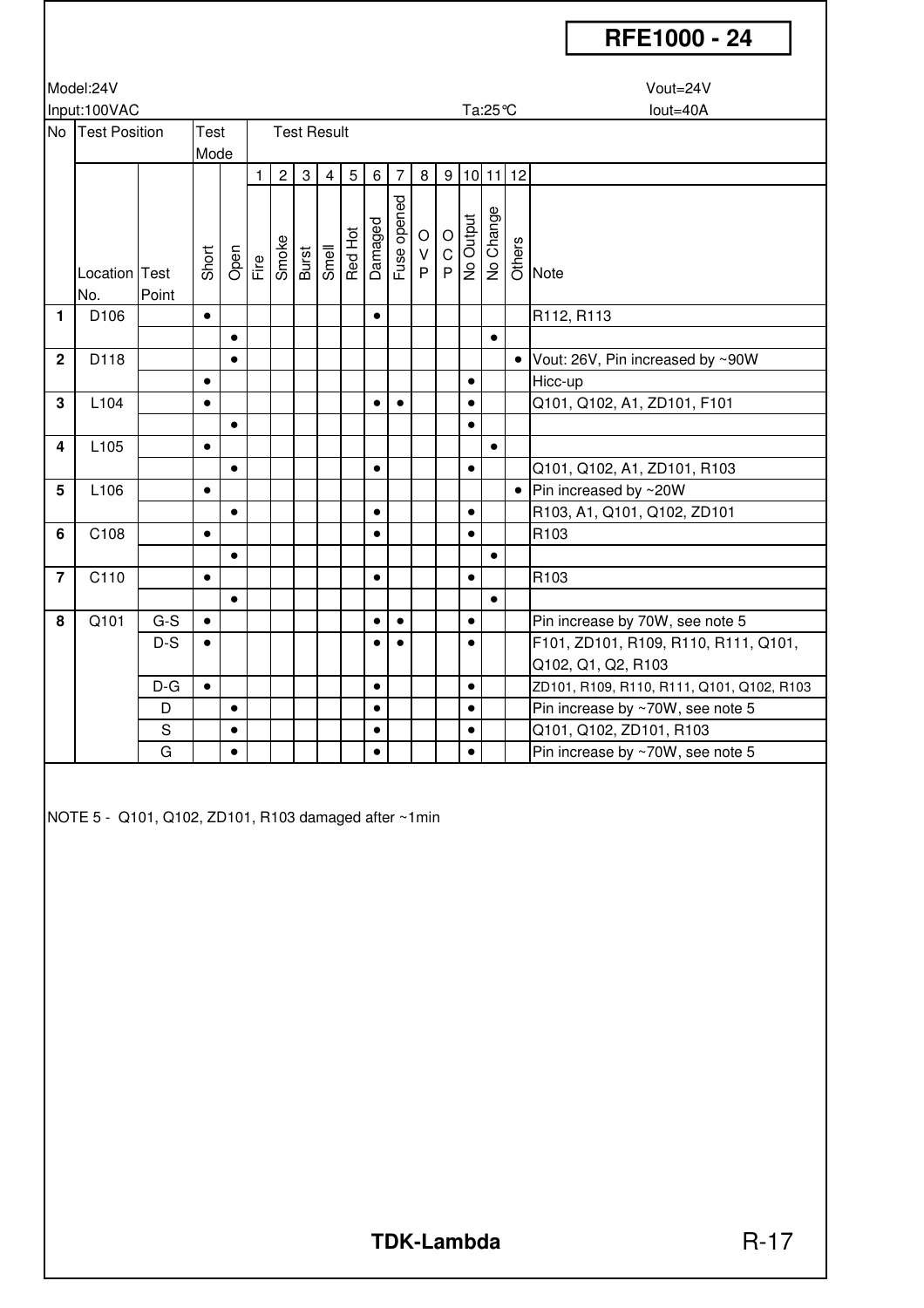**RFE1000 - 24**

Model:24V Vout=24V

Input:100VAC Ta:25℃ Iout=40A

| No | Test Position | | Test Mode | | Test Result | | | | | | | | | | | | |
|---|---|---|---|---|---|---|---|---|---|---|---|---|---|---|---|---|---|
| | | | | | 1 | 2 | 3 | 4 | 5 | 6 | 7 | 8 | 9 | 10 | 11 | 12 | |
| | Location No. | Test Point | Short | Open | Fire | Smoke | Burst | Smell | Red Hot | Damaged | Fuse opened | OVP | OCP | No Output | No Change | Others | Note |
| **1** | D106 | | ● | | | | | | | ● | | | | | | | R112, R113 |
| | | | | ● | | | | | | | | | | | ● | | |
| **2** | D118 | | | ● | | | | | | | | | | | | ● | Vout: 26V, Pin increased by ~90W |
| | | | ● | | | | | | | | | | | ● | | | Hicc-up |
| **3** | L104 | | ● | | | | | | | ● | ● | | | ● | | | Q101, Q102, A1, ZD101, F101 |
| | | | | ● | | | | | | | | | | ● | | | |
| **4** | L105 | | ● | | | | | | | | | | | | ● | | |
| | | | | ● | | | | | | ● | | | | ● | | | Q101, Q102, A1, ZD101, R103 |
| **5** | L106 | | ● | | | | | | | | | | | | | ● | Pin increased by ~20W |
| | | | | ● | | | | | | ● | | | | ● | | | R103, A1, Q101, Q102, ZD101 |
| **6** | C108 | | ● | | | | | | | ● | | | | ● | | | R103 |
| | | | | ● | | | | | | | | | | | ● | | |
| **7** | C110 | | ● | | | | | | | ● | | | | ● | | | R103 |
| | | | | ● | | | | | | | | | | | ● | | |
| **8** | Q101 | G-S | ● | | | | | | | ● | ● | | | ● | | | Pin increase by 70W, see note 5 |
| | | D-S | ● | | | | | | | ● | ● | | | ● | | | F101, ZD101, R109, R110, R111, Q101, Q102, Q1, Q2, R103 |
| | | D-G | ● | | | | | | | ● | | | | ● | | | ZD101, R109, R110, R111, Q101, Q102, R103 |
| | | D | | ● | | | | | | ● | | | | ● | | | Pin increase by ~70W, see note 5 |
| | | S | | ● | | | | | | ● | | | | ● | | | Q101, Q102, ZD101, R103 |
| | | G | | ● | | | | | | ● | | | | ● | | | Pin increase by ~70W, see note 5 |

NOTE 5 - Q101, Q102, ZD101, R103 damaged after ~1min

**TDK-Lambda** R-17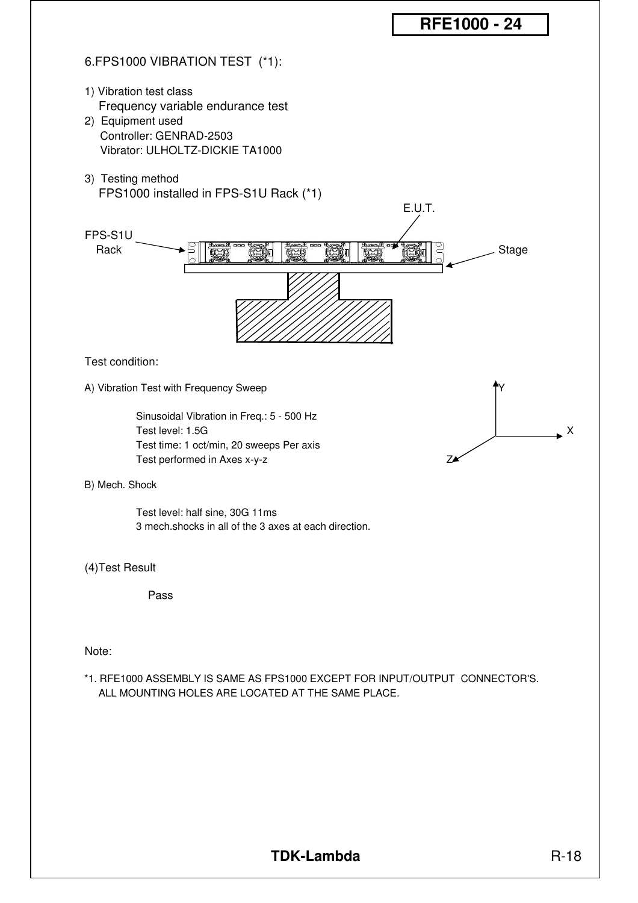## 6.FPS1000 VIBRATION TEST (*1):

1) Vibration test class
   Frequency variable endurance test
2) Equipment used
   Controller: GENRAD-2503
   Vibrator: ULHOLTZ-DICKIE TA1000

3) Testing method
   FPS1000 installed in FPS-S1U Rack (*1)

E.U.T.

FPS-S1U Rack

Stage

Test condition:

A) Vibration Test with Frequency Sweep

Sinusoidal Vibration in Freq.: 5 - 500 Hz
Test level: 1.5G
Test time: 1 oct/min, 20 sweeps Per axis
Test performed in Axes x-y-z

Y

X

Z

B) Mech. Shock

Test level: half sine, 30G 11ms
3 mech.shocks in all of the 3 axes at each direction.

(4)Test Result

Pass

Note:

*1. RFE1000 ASSEMBLY IS SAME AS FPS1000 EXCEPT FOR INPUT/OUTPUT CONNECTOR'S.
ALL MOUNTING HOLES ARE LOCATED AT THE SAME PLACE.